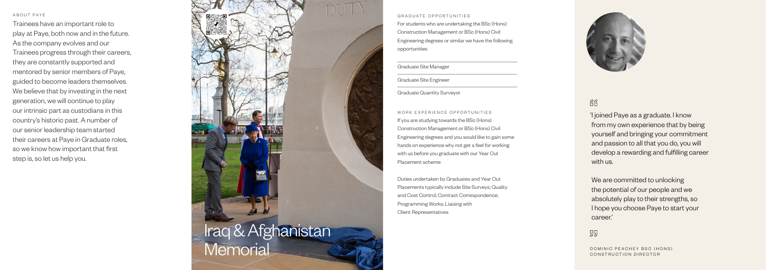## ABOUT PAYE

Trainees have an important role to play at Paye, both now and in the future. As the company evolves and our Trainees progress through their careers, they are constantly supported and mentored by senior members of Paye, guided to become leaders themselves. We believe that by investing in the next generation, we will continue to play our intrinsic part as custodians in this country's historic past. A number of our senior leadership team started their careers at Paye in Graduate roles, so we know how important that first step is, so let us help you.

Iraq & Afghanistan Memorial

## GRADUATE OPPORTUNITIES

For students who are undertaking the BSc (Hons) Construction Management or BSc (Hons) Civil Engineering degrees or similar we have the following opportunities

- Graduate Site Manager
- Graduate Site Engineer
- Graduate Quantity Surveyor

## WORK EXPERIENCE OPPORTUNITIES

If you are studying towards the BSc (Hons) Construction Management or BSc (Hons) Civil Engineering degrees and you would like to gain some hands on experience why not get a feel for working with us before you graduate with our Year Out Placement scheme

Duties undertaken by Graduates and Year Out Placements typically include Site Surveys; Quality and Cost Control; Contract Correspondence; Programming Works; Liaising with Client Representatives

> 'I joined Paye as a graduate. I know from my own experience that by being yourself and bringing your commitment and passion to all that you do, you will develop a rewarding and fulfilling career with us.
>
> We are committed to unlocking the potential of our people and we absolutely play to their strengths, so I hope you choose Paye to start your career.'

DOMINIC PEACHEY BSC (HONS)
CONSTRUCTION DIRECTOR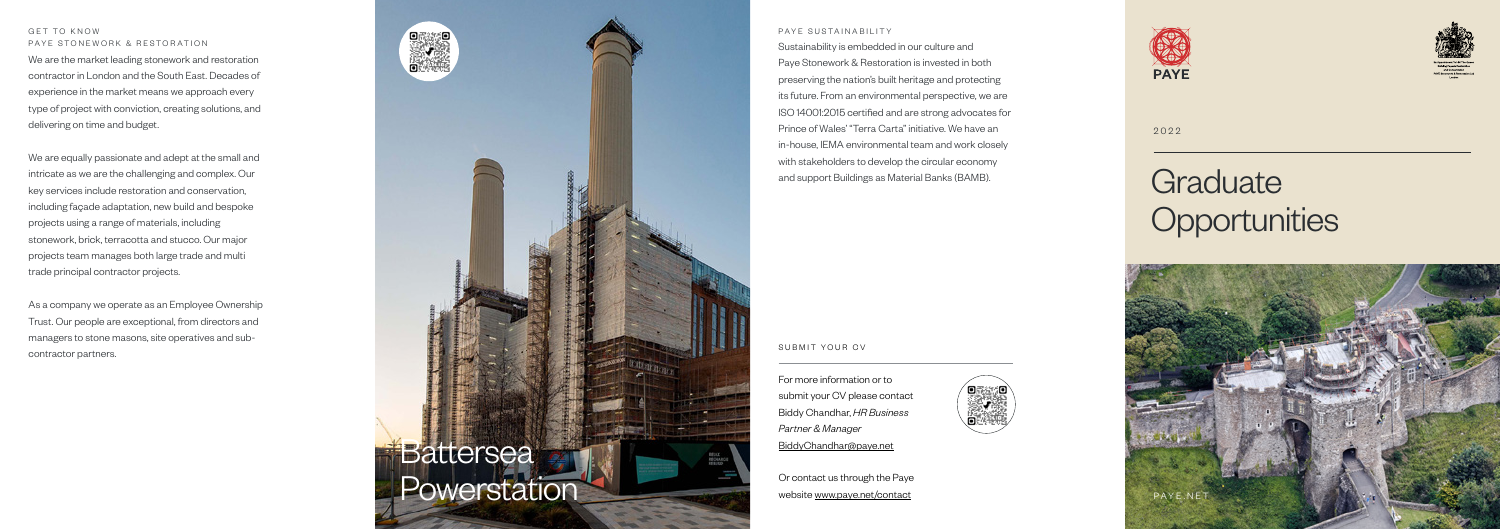GET TO KNOW
## PAYE STONEWORK & RESTORATION

We are the market leading stonework and restoration contractor in London and the South East. Decades of experience in the market means we approach every type of project with conviction, creating solutions, and delivering on time and budget.

We are equally passionate and adept at the small and intricate as we are the challenging and complex. Our key services include restoration and conservation, including façade adaptation, new build and bespoke projects using a range of materials, including stonework, brick, terracotta and stucco. Our major projects team manages both large trade and multi trade principal contractor projects.

As a company we operate as an Employee Ownership Trust. Our people are exceptional, from directors and managers to stone masons, site operatives and sub-contractor partners.

Battersea Powerstation

## PAYE SUSTAINABILITY

Sustainability is embedded in our culture and Paye Stonework & Restoration is invested in both preserving the nation's built heritage and protecting its future. From an environmental perspective, we are ISO 14001:2015 certified and are strong advocates for Prince of Wales' "Terra Carta" initiative. We have an in-house, IEMA environmental team and work closely with stakeholders to develop the circular economy and support Buildings as Material Banks (BAMB).

## SUBMIT YOUR CV

For more information or to submit your CV please contact Biddy Chandhar, *HR Business Partner & Manager*
BiddyChandhar@paye.net

Or contact us through the Paye website www.paye.net/contact

PAYE

2022

# Graduate Opportunities

PAYE.NET